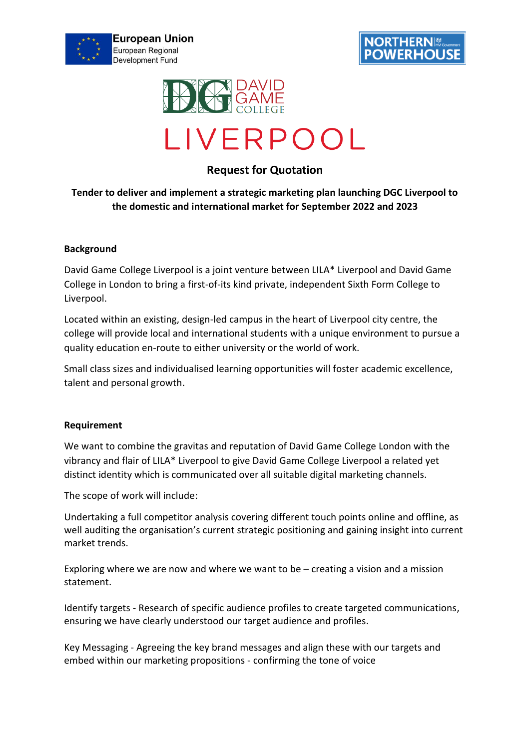European Union
European Regional Development Fund

NORTHERN POWERHOUSE

DAVID GAME COLLEGE

# LIVERPOOL

## Request for Quotation

**Tender to deliver and implement a strategic marketing plan launching DGC Liverpool to the domestic and international market for September 2022 and 2023**

### Background

David Game College Liverpool is a joint venture between LILA* Liverpool and David Game College in London to bring a first-of-its kind private, independent Sixth Form College to Liverpool.

Located within an existing, design-led campus in the heart of Liverpool city centre, the college will provide local and international students with a unique environment to pursue a quality education en-route to either university or the world of work.

Small class sizes and individualised learning opportunities will foster academic excellence, talent and personal growth.

### Requirement

We want to combine the gravitas and reputation of David Game College London with the vibrancy and flair of LILA* Liverpool to give David Game College Liverpool a related yet distinct identity which is communicated over all suitable digital marketing channels.

The scope of work will include:

Undertaking a full competitor analysis covering different touch points online and offline, as well auditing the organisation's current strategic positioning and gaining insight into current market trends.

Exploring where we are now and where we want to be – creating a vision and a mission statement.

Identify targets - Research of specific audience profiles to create targeted communications, ensuring we have clearly understood our target audience and profiles.

Key Messaging - Agreeing the key brand messages and align these with our targets and embed within our marketing propositions - confirming the tone of voice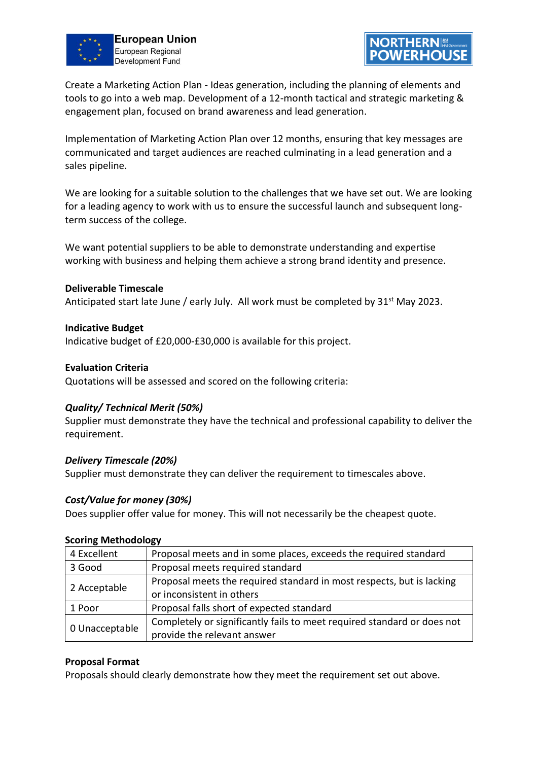Create a Marketing Action Plan - Ideas generation, including the planning of elements and tools to go into a web map. Development of a 12-month tactical and strategic marketing & engagement plan, focused on brand awareness and lead generation.

Implementation of Marketing Action Plan over 12 months, ensuring that key messages are communicated and target audiences are reached culminating in a lead generation and a sales pipeline.

We are looking for a suitable solution to the challenges that we have set out. We are looking for a leading agency to work with us to ensure the successful launch and subsequent long-term success of the college.

We want potential suppliers to be able to demonstrate understanding and expertise working with business and helping them achieve a strong brand identity and presence.

**Deliverable Timescale**

Anticipated start late June / early July. All work must be completed by 31st May 2023.

**Indicative Budget**

Indicative budget of £20,000-£30,000 is available for this project.

**Evaluation Criteria**

Quotations will be assessed and scored on the following criteria:

***Quality/ Technical Merit (50%)***

Supplier must demonstrate they have the technical and professional capability to deliver the requirement.

***Delivery Timescale (20%)***

Supplier must demonstrate they can deliver the requirement to timescales above.

***Cost/Value for money (30%)***

Does supplier offer value for money. This will not necessarily be the cheapest quote.

**Scoring Methodology**

| Score | Description |
|---|---|
| 4 Excellent | Proposal meets and in some places, exceeds the required standard |
| 3 Good | Proposal meets required standard |
| 2 Acceptable | Proposal meets the required standard in most respects, but is lacking or inconsistent in others |
| 1 Poor | Proposal falls short of expected standard |
| 0 Unacceptable | Completely or significantly fails to meet required standard or does not provide the relevant answer |

**Proposal Format**

Proposals should clearly demonstrate how they meet the requirement set out above.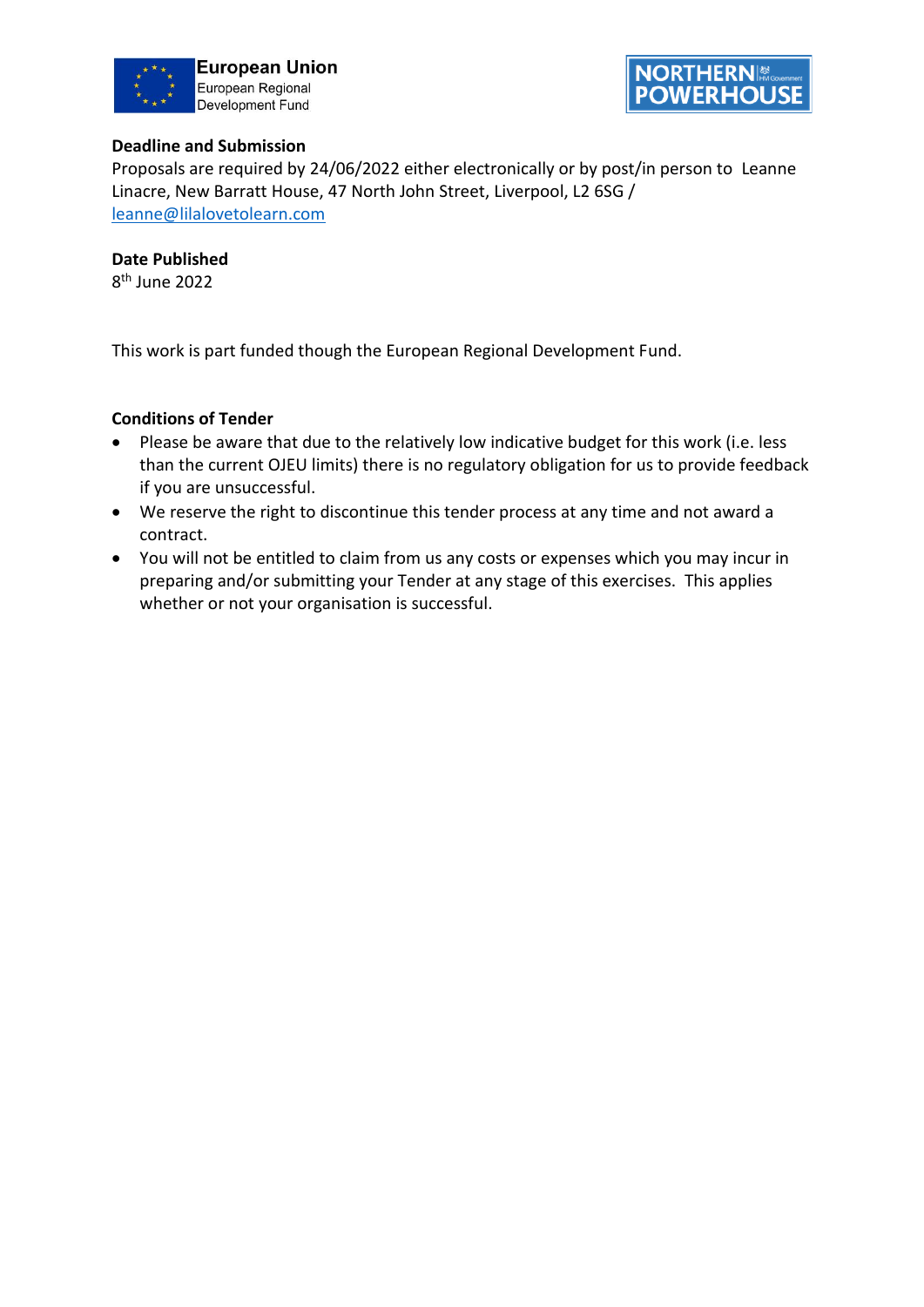**Deadline and Submission**

Proposals are required by 24/06/2022 either electronically or by post/in person to Leanne Linacre, New Barratt House, 47 North John Street, Liverpool, L2 6SG / leanne@lilalovetolearn.com

**Date Published**

8th June 2022

This work is part funded though the European Regional Development Fund.

**Conditions of Tender**

- Please be aware that due to the relatively low indicative budget for this work (i.e. less than the current OJEU limits) there is no regulatory obligation for us to provide feedback if you are unsuccessful.
- We reserve the right to discontinue this tender process at any time and not award a contract.
- You will not be entitled to claim from us any costs or expenses which you may incur in preparing and/or submitting your Tender at any stage of this exercises. This applies whether or not your organisation is successful.